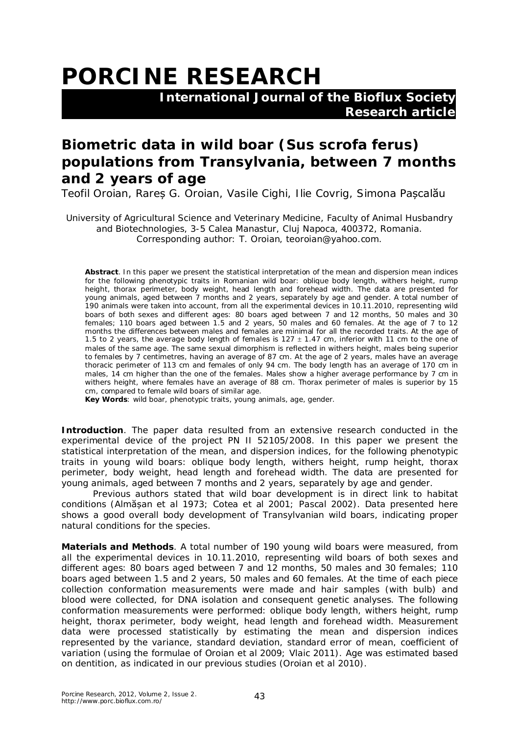# PORCINE RESEARCH

**International Journal of the Bioflux Society**
**Research article**

## Biometric data in wild boar (*Sus scrofa ferus*) populations from Transylvania, between 7 months and 2 years of age

Teofil Oroian, Rareș G. Oroian, Vasile Cighi, Ilie Covrig, Simona Pașcalău

University of Agricultural Science and Veterinary Medicine, Faculty of Animal Husbandry and Biotechnologies, 3-5 Calea Manastur, Cluj Napoca, 400372, Romania. Corresponding author: T. Oroian, teoroian@yahoo.com.

**Abstract**. In this paper we present the statistical interpretation of the mean and dispersion mean indices for the following phenotypic traits in Romanian wild boar: oblique body length, withers height, rump height, thorax perimeter, body weight, head length and forehead width. The data are presented for young animals, aged between 7 months and 2 years, separately by age and gender. A total number of 190 animals were taken into account, from all the experimental devices in 10.11.2010, representing wild boars of both sexes and different ages: 80 boars aged between 7 and 12 months, 50 males and 30 females; 110 boars aged between 1.5 and 2 years, 50 males and 60 females. At the age of 7 to 12 months the differences between males and females are minimal for all the recorded traits. At the age of 1.5 to 2 years, the average body length of females is $127 \pm 1.47$ cm, inferior with 11 cm to the one of males of the same age. The same sexual dimorphism is reflected in withers height, males being superior to females by 7 centimetres, having an average of 87 cm. At the age of 2 years, males have an average thoracic perimeter of 113 cm and females of only 94 cm. The body length has an average of 170 cm in males, 14 cm higher than the one of the females. Males show a higher average performance by 7 cm in withers height, where females have an average of 88 cm. Thorax perimeter of males is superior by 15 cm, compared to female wild boars of similar age.

**Key Words**: wild boar, phenotypic traits, young animals, age, gender.

**Introduction**. The paper data resulted from an extensive research conducted in the experimental device of the project PN II 52105/2008. In this paper we present the statistical interpretation of the mean, and dispersion indices, for the following phenotypic traits in young wild boars: oblique body length, withers height, rump height, thorax perimeter, body weight, head length and forehead width. The data are presented for young animals, aged between 7 months and 2 years, separately by age and gender.

Previous authors stated that wild boar development is in direct link to habitat conditions (Almășan et al 1973; Cotea et al 2001; Pascal 2002). Data presented here shows a good overall body development of Transylvanian wild boars, indicating proper natural conditions for the species.

**Materials and Methods**. A total number of 190 young wild boars were measured, from all the experimental devices in 10.11.2010, representing wild boars of both sexes and different ages: 80 boars aged between 7 and 12 months, 50 males and 30 females; 110 boars aged between 1.5 and 2 years, 50 males and 60 females. At the time of each piece collection conformation measurements were made and hair samples (with bulb) and blood were collected, for DNA isolation and consequent genetic analyses. The following conformation measurements were performed: oblique body length, withers height, rump height, thorax perimeter, body weight, head length and forehead width. Measurement data were processed statistically by estimating the mean and dispersion indices represented by the variance, standard deviation, standard error of mean, coefficient of variation (using the formulae of Oroian et al 2009; Vlaic 2011). Age was estimated based on dentition, as indicated in our previous studies (Oroian et al 2010).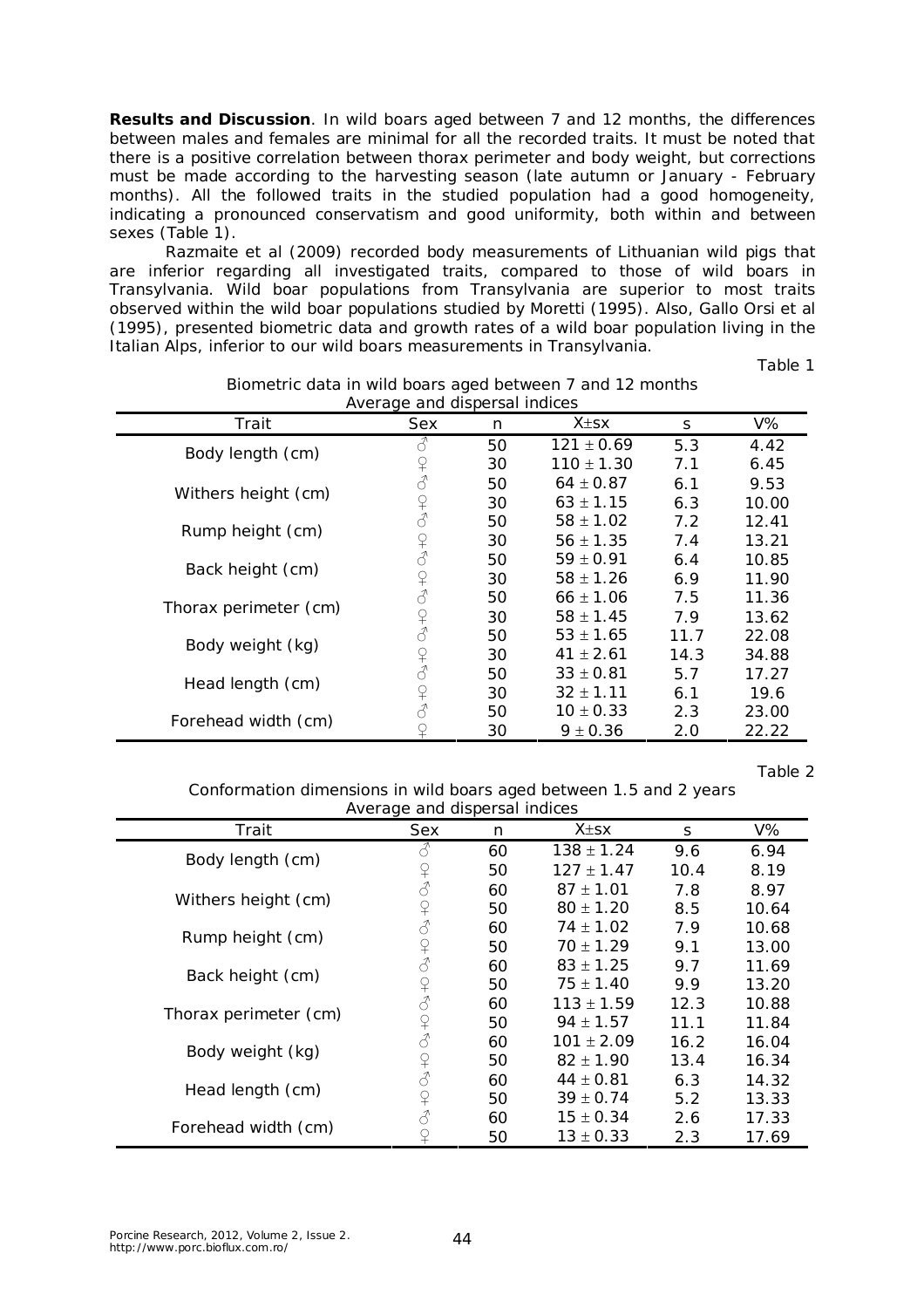**Results and Discussion**. In wild boars aged between 7 and 12 months, the differences between males and females are minimal for all the recorded traits. It must be noted that there is a positive correlation between thorax perimeter and body weight, but corrections must be made according to the harvesting season (late autumn or January - February months). All the followed traits in the studied population had a good homogeneity, indicating a pronounced conservatism and good uniformity, both within and between sexes (Table 1).

Razmaite et al (2009) recorded body measurements of Lithuanian wild pigs that are inferior regarding all investigated traits, compared to those of wild boars in Transylvania. Wild boar populations from Transylvania are superior to most traits observed within the wild boar populations studied by Moretti (1995). Also, Gallo Orsi et al (1995), presented biometric data and growth rates of a wild boar population living in the Italian Alps, inferior to our wild boars measurements in Transylvania.

Table 1

Biometric data in wild boars aged between 7 and 12 months
Average and dispersal indices

| Trait | Sex | n | X±sx | s | V% |
|---|---|---|---|---|---|
| Body length (cm) | ♂ | 50 | 121 ± 0.69 | 5.3 | 4.42 |
| | ♀ | 30 | 110 ± 1.30 | 7.1 | 6.45 |
| Withers height (cm) | ♂ | 50 | 64 ± 0.87 | 6.1 | 9.53 |
| | ♀ | 30 | 63 ± 1.15 | 6.3 | 10.00 |
| Rump height (cm) | ♂ | 50 | 58 ± 1.02 | 7.2 | 12.41 |
| | ♀ | 30 | 56 ± 1.35 | 7.4 | 13.21 |
| Back height (cm) | ♂ | 50 | 59 ± 0.91 | 6.4 | 10.85 |
| | ♀ | 30 | 58 ± 1.26 | 6.9 | 11.90 |
| Thorax perimeter (cm) | ♂ | 50 | 66 ± 1.06 | 7.5 | 11.36 |
| | ♀ | 30 | 58 ± 1.45 | 7.9 | 13.62 |
| Body weight (kg) | ♂ | 50 | 53 ± 1.65 | 11.7 | 22.08 |
| | ♀ | 30 | 41 ± 2.61 | 14.3 | 34.88 |
| Head length (cm) | ♂ | 50 | 33 ± 0.81 | 5.7 | 17.27 |
| | ♀ | 30 | 32 ± 1.11 | 6.1 | 19.6 |
| Forehead width (cm) | ♂ | 50 | 10 ± 0.33 | 2.3 | 23.00 |
| | ♀ | 30 | 9 ± 0.36 | 2.0 | 22.22 |

Table 2

Conformation dimensions in wild boars aged between 1.5 and 2 years
Average and dispersal indices

| Trait | Sex | n | X±sx | s | V% |
|---|---|---|---|---|---|
| Body length (cm) | ♂ | 60 | 138 ± 1.24 | 9.6 | 6.94 |
| | ♀ | 50 | 127 ± 1.47 | 10.4 | 8.19 |
| Withers height (cm) | ♂ | 60 | 87 ± 1.01 | 7.8 | 8.97 |
| | ♀ | 50 | 80 ± 1.20 | 8.5 | 10.64 |
| Rump height (cm) | ♂ | 60 | 74 ± 1.02 | 7.9 | 10.68 |
| | ♀ | 50 | 70 ± 1.29 | 9.1 | 13.00 |
| Back height (cm) | ♂ | 60 | 83 ± 1.25 | 9.7 | 11.69 |
| | ♀ | 50 | 75 ± 1.40 | 9.9 | 13.20 |
| Thorax perimeter (cm) | ♂ | 60 | 113 ± 1.59 | 12.3 | 10.88 |
| | ♀ | 50 | 94 ± 1.57 | 11.1 | 11.84 |
| Body weight (kg) | ♂ | 60 | 101 ± 2.09 | 16.2 | 16.04 |
| | ♀ | 50 | 82 ± 1.90 | 13.4 | 16.34 |
| Head length (cm) | ♂ | 60 | 44 ± 0.81 | 6.3 | 14.32 |
| | ♀ | 50 | 39 ± 0.74 | 5.2 | 13.33 |
| Forehead width (cm) | ♂ | 60 | 15 ± 0.34 | 2.6 | 17.33 |
| | ♀ | 50 | 13 ± 0.33 | 2.3 | 17.69 |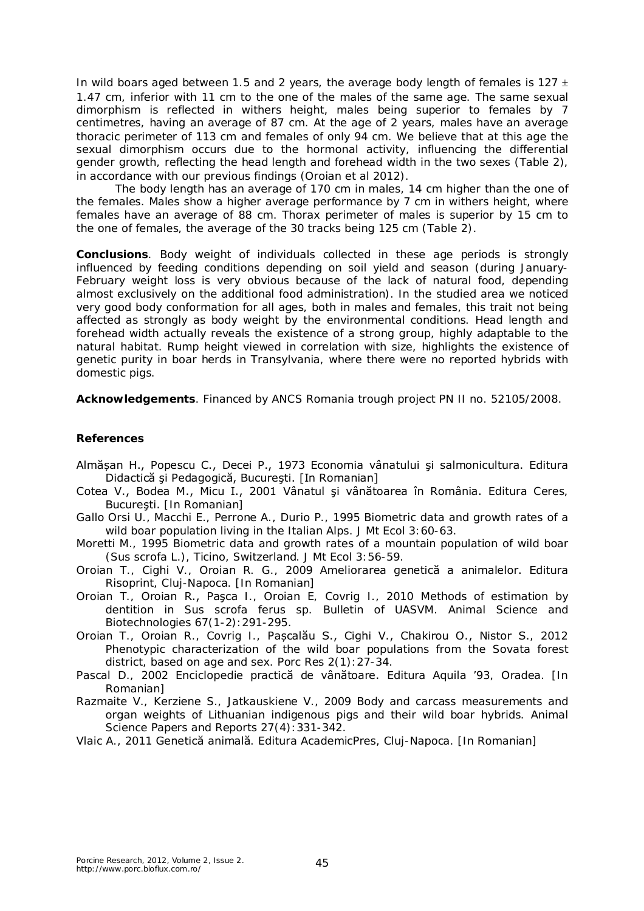In wild boars aged between 1.5 and 2 years, the average body length of females is 127 ± 1.47 cm, inferior with 11 cm to the one of the males of the same age. The same sexual dimorphism is reflected in withers height, males being superior to females by 7 centimetres, having an average of 87 cm. At the age of 2 years, males have an average thoracic perimeter of 113 cm and females of only 94 cm. We believe that at this age the sexual dimorphism occurs due to the hormonal activity, influencing the differential gender growth, reflecting the head length and forehead width in the two sexes (Table 2), in accordance with our previous findings (Oroian et al 2012).

The body length has an average of 170 cm in males, 14 cm higher than the one of the females. Males show a higher average performance by 7 cm in withers height, where females have an average of 88 cm. Thorax perimeter of males is superior by 15 cm to the one of females, the average of the 30 tracks being 125 cm (Table 2).

**Conclusions**. Body weight of individuals collected in these age periods is strongly influenced by feeding conditions depending on soil yield and season (during January-February weight loss is very obvious because of the lack of natural food, depending almost exclusively on the additional food administration). In the studied area we noticed very good body conformation for all ages, both in males and females, this trait not being affected as strongly as body weight by the environmental conditions. Head length and forehead width actually reveals the existence of a strong group, highly adaptable to the natural habitat. Rump height viewed in correlation with size, highlights the existence of genetic purity in boar herds in Transylvania, where there were no reported hybrids with domestic pigs.

**Acknowledgements**. Financed by ANCS Romania trough project PN II no. 52105/2008.

## References

Almășan H., Popescu C., Decei P., 1973 Economia vânatului şi salmonicultura. Editura Didactică şi Pedagogică, Bucureşti. [In Romanian]

Cotea V., Bodea M., Micu I., 2001 Vânatul şi vânătoarea în România. Editura Ceres, Bucureşti. [In Romanian]

Gallo Orsi U., Macchi E., Perrone A., Durio P., 1995 Biometric data and growth rates of a wild boar population living in the Italian Alps. J Mt Ecol 3:60-63.

Moretti M., 1995 Biometric data and growth rates of a mountain population of wild boar (*Sus scrofa* L.), Ticino, Switzerland. J Mt Ecol 3:56-59.

Oroian T., Cighi V., Oroian R. G., 2009 Ameliorarea genetică a animalelor. Editura Risoprint, Cluj-Napoca. [In Romanian]

Oroian T., Oroian R., Paşca I., Oroian E, Covrig I., 2010 Methods of estimation by dentition in *Sus scrofa ferus* sp. Bulletin of UASVM. Animal Science and Biotechnologies 67(1-2):291-295.

Oroian T., Oroian R., Covrig I., Pașcalău S., Cighi V., Chakirou O., Nistor S., 2012 Phenotypic characterization of the wild boar populations from the Sovata forest district, based on age and sex. Porc Res 2(1):27-34.

Pascal D., 2002 Enciclopedie practică de vânătoare. Editura Aquila '93, Oradea. [In Romanian]

Razmaite V., Kerziene S., Jatkauskiene V., 2009 Body and carcass measurements and organ weights of Lithuanian indigenous pigs and their wild boar hybrids. Animal Science Papers and Reports 27(4):331-342.

Vlaic A., 2011 Genetică animală. Editura AcademicPres, Cluj-Napoca. [In Romanian]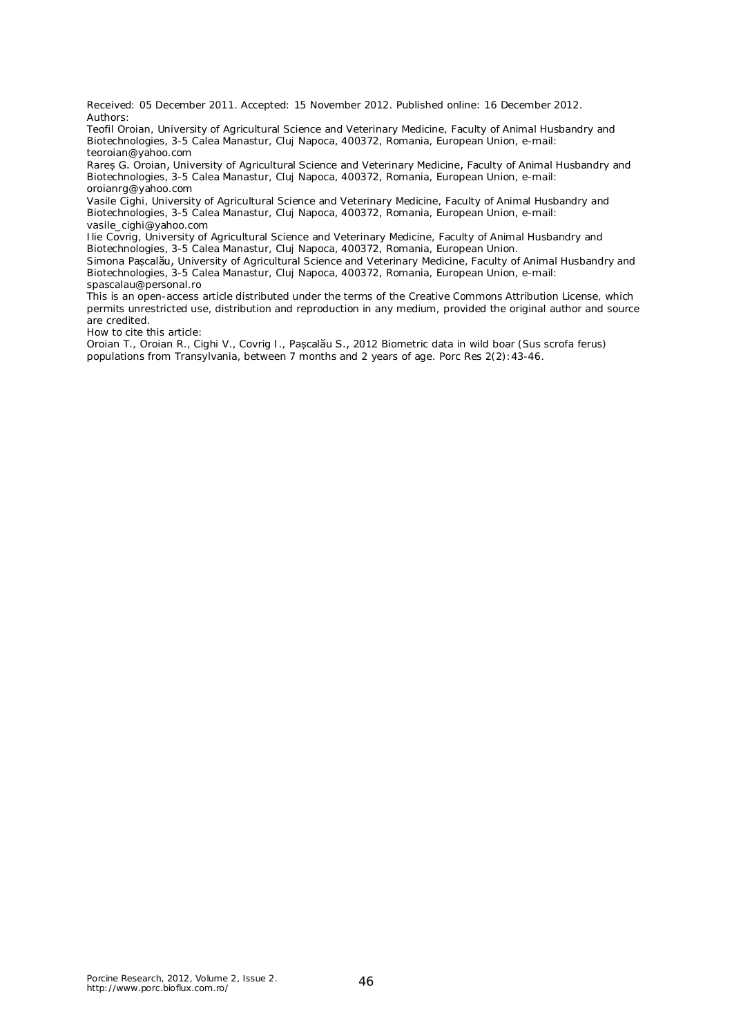Received: 05 December 2011. Accepted: 15 November 2012. Published online: 16 December 2012.
Authors:
Teofil Oroian, University of Agricultural Science and Veterinary Medicine, Faculty of Animal Husbandry and Biotechnologies, 3-5 Calea Manastur, Cluj Napoca, 400372, Romania, European Union, e-mail: teoroian@yahoo.com
Rareș G. Oroian, University of Agricultural Science and Veterinary Medicine, Faculty of Animal Husbandry and Biotechnologies, 3-5 Calea Manastur, Cluj Napoca, 400372, Romania, European Union, e-mail: oroianrg@yahoo.com
Vasile Cighi, University of Agricultural Science and Veterinary Medicine, Faculty of Animal Husbandry and Biotechnologies, 3-5 Calea Manastur, Cluj Napoca, 400372, Romania, European Union, e-mail: vasile_cighi@yahoo.com
Ilie Covrig, University of Agricultural Science and Veterinary Medicine, Faculty of Animal Husbandry and Biotechnologies, 3-5 Calea Manastur, Cluj Napoca, 400372, Romania, European Union.
Simona Pașcalău, University of Agricultural Science and Veterinary Medicine, Faculty of Animal Husbandry and Biotechnologies, 3-5 Calea Manastur, Cluj Napoca, 400372, Romania, European Union, e-mail: spascalau@personal.ro
This is an open-access article distributed under the terms of the Creative Commons Attribution License, which permits unrestricted use, distribution and reproduction in any medium, provided the original author and source are credited.
How to cite this article:
Oroian T., Oroian R., Cighi V., Covrig I., Pașcalău S., 2012 Biometric data in wild boar (Sus scrofa ferus) populations from Transylvania, between 7 months and 2 years of age. Porc Res 2(2):43-46.